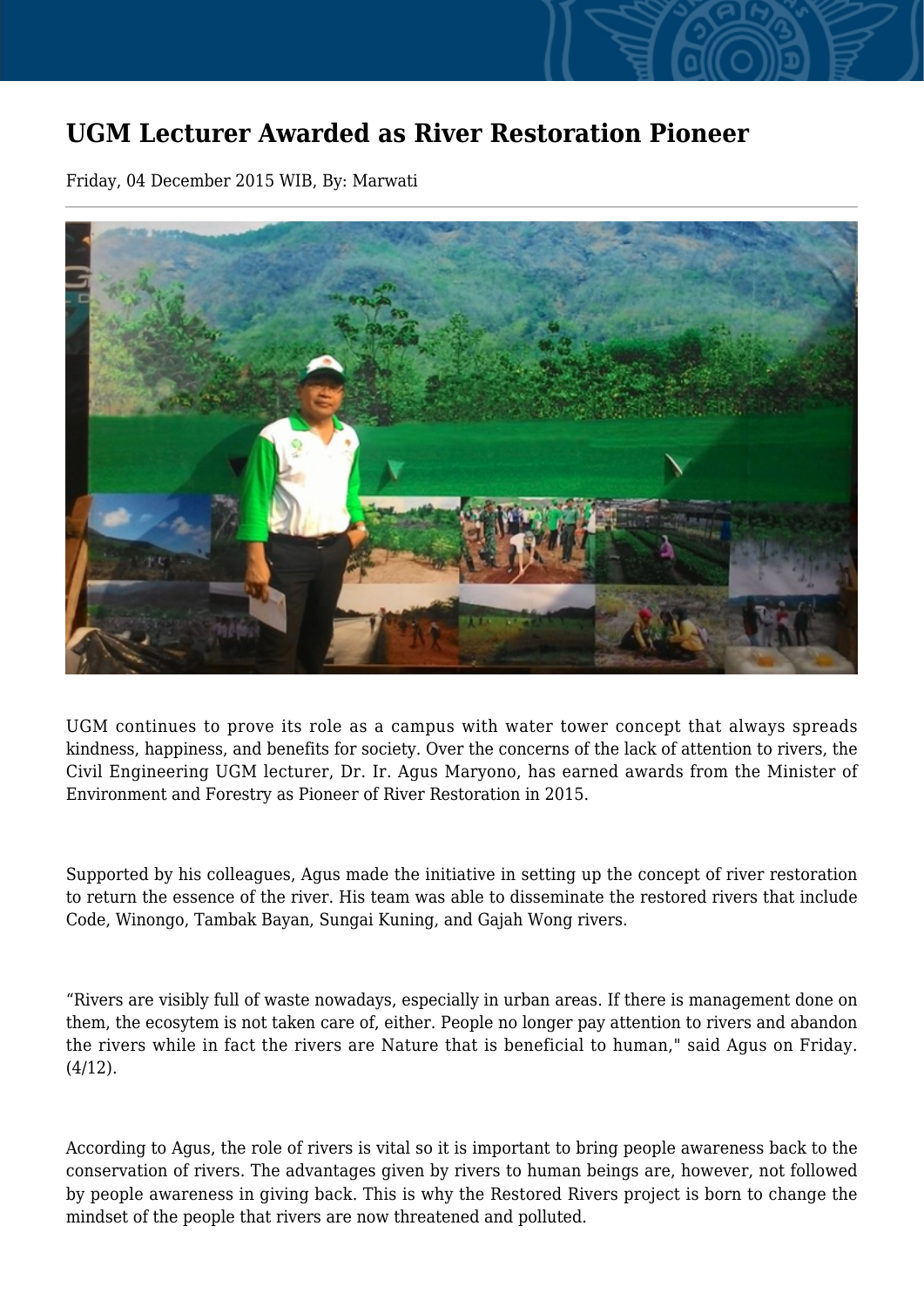# UGM Lecturer Awarded as River Restoration Pioneer

Friday, 04 December 2015 WIB, By: Marwati

UGM continues to prove its role as a campus with water tower concept that always spreads kindness, happiness, and benefits for society. Over the concerns of the lack of attention to rivers, the Civil Engineering UGM lecturer, Dr. Ir. Agus Maryono, has earned awards from the Minister of Environment and Forestry as Pioneer of River Restoration in 2015.

Supported by his colleagues, Agus made the initiative in setting up the concept of river restoration to return the essence of the river. His team was able to disseminate the restored rivers that include Code, Winongo, Tambak Bayan, Sungai Kuning, and Gajah Wong rivers.

“Rivers are visibly full of waste nowadays, especially in urban areas. If there is management done on them, the ecosytem is not taken care of, either. People no longer pay attention to rivers and abandon the rivers while in fact the rivers are Nature that is beneficial to human," said Agus on Friday. (4/12).

According to Agus, the role of rivers is vital so it is important to bring people awareness back to the conservation of rivers. The advantages given by rivers to human beings are, however, not followed by people awareness in giving back. This is why the Restored Rivers project is born to change the mindset of the people that rivers are now threatened and polluted.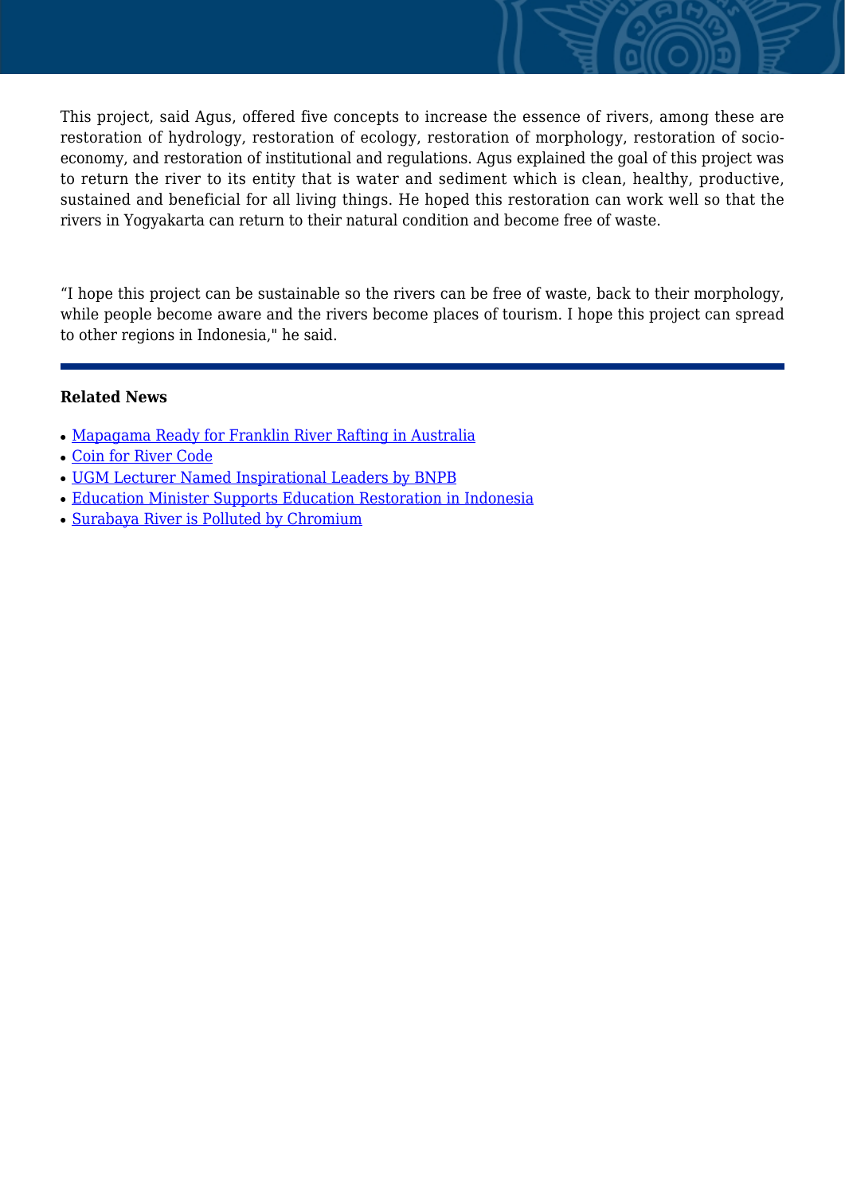This project, said Agus, offered five concepts to increase the essence of rivers, among these are restoration of hydrology, restoration of ecology, restoration of morphology, restoration of socio-economy, and restoration of institutional and regulations. Agus explained the goal of this project was to return the river to its entity that is water and sediment which is clean, healthy, productive, sustained and beneficial for all living things. He hoped this restoration can work well so that the rivers in Yogyakarta can return to their natural condition and become free of waste.

“I hope this project can be sustainable so the rivers can be free of waste, back to their morphology, while people become aware and the rivers become places of tourism. I hope this project can spread to other regions in Indonesia," he said.

---

**Related News**

- Mapagama Ready for Franklin River Rafting in Australia
- Coin for River Code
- UGM Lecturer Named Inspirational Leaders by BNPB
- Education Minister Supports Education Restoration in Indonesia
- Surabaya River is Polluted by Chromium